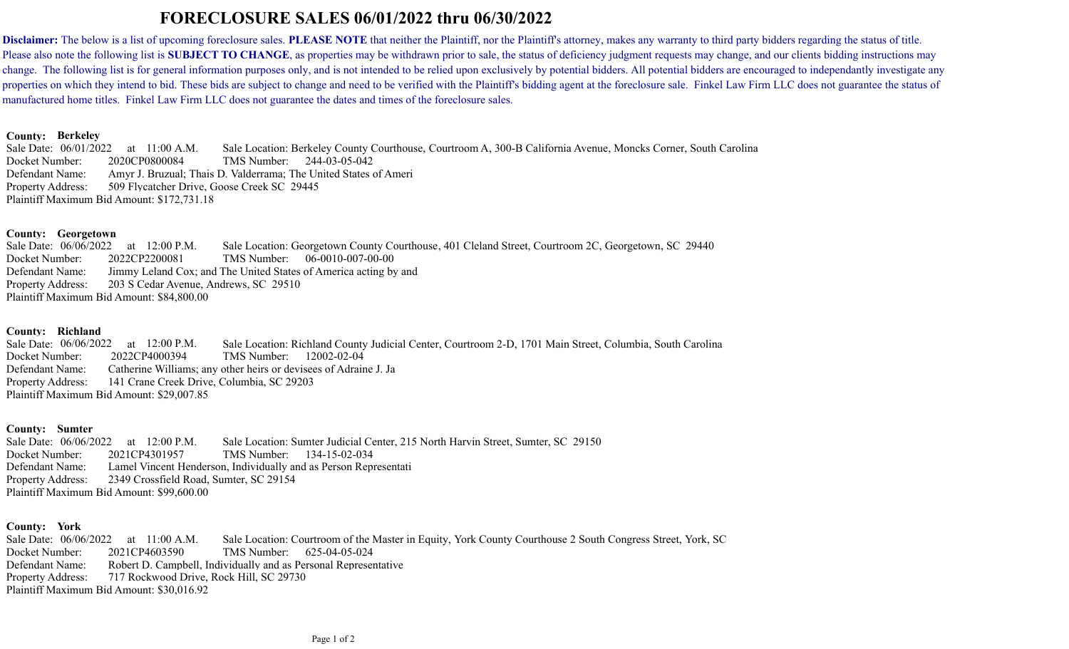# FORECLOSURE SALES 06/01/2022 thru 06/30/2022

**Disclaimer:** The below is a list of upcoming foreclosure sales. **PLEASE NOTE** that neither the Plaintiff, nor the Plaintiff's attorney, makes any warranty to third party bidders regarding the status of title. Please also note the following list is **SUBJECT TO CHANGE**, as properties may be withdrawn prior to sale, the status of deficiency judgment requests may change, and our clients bidding instructions may change. The following list is for general information purposes only, and is not intended to be relied upon exclusively by potential bidders. All potential bidders are encouraged to independantly investigate any properties on which they intend to bid. These bids are subject to change and need to be verified with the Plaintiff's bidding agent at the foreclosure sale. Finkel Law Firm LLC does not guarantee the status of manufactured home titles. Finkel Law Firm LLC does not guarantee the dates and times of the foreclosure sales.

**County: Berkeley**
Sale Date: 06/01/2022 at 11:00 A.M. Sale Location: Berkeley County Courthouse, Courtroom A, 300-B California Avenue, Moncks Corner, South Carolina
Docket Number: 2020CP0800084 TMS Number: 244-03-05-042
Defendant Name: Amyr J. Bruzual; Thais D. Valderrama; The United States of Ameri
Property Address: 509 Flycatcher Drive, Goose Creek SC 29445
Plaintiff Maximum Bid Amount: $172,731.18

**County: Georgetown**
Sale Date: 06/06/2022 at 12:00 P.M. Sale Location: Georgetown County Courthouse, 401 Cleland Street, Courtroom 2C, Georgetown, SC 29440
Docket Number: 2022CP2200081 TMS Number: 06-0010-007-00-00
Defendant Name: Jimmy Leland Cox; and The United States of America acting by and
Property Address: 203 S Cedar Avenue, Andrews, SC 29510
Plaintiff Maximum Bid Amount: $84,800.00

**County: Richland**
Sale Date: 06/06/2022 at 12:00 P.M. Sale Location: Richland County Judicial Center, Courtroom 2-D, 1701 Main Street, Columbia, South Carolina
Docket Number: 2022CP4000394 TMS Number: 12002-02-04
Defendant Name: Catherine Williams; any other heirs or devisees of Adraine J. Ja
Property Address: 141 Crane Creek Drive, Columbia, SC 29203
Plaintiff Maximum Bid Amount: $29,007.85

**County: Sumter**
Sale Date: 06/06/2022 at 12:00 P.M. Sale Location: Sumter Judicial Center, 215 North Harvin Street, Sumter, SC 29150
Docket Number: 2021CP4301957 TMS Number: 134-15-02-034
Defendant Name: Lamel Vincent Henderson, Individually and as Person Representati
Property Address: 2349 Crossfield Road, Sumter, SC 29154
Plaintiff Maximum Bid Amount: $99,600.00

**County: York**
Sale Date: 06/06/2022 at 11:00 A.M. Sale Location: Courtroom of the Master in Equity, York County Courthouse 2 South Congress Street, York, SC
Docket Number: 2021CP4603590 TMS Number: 625-04-05-024
Defendant Name: Robert D. Campbell, Individually and as Personal Representative
Property Address: 717 Rockwood Drive, Rock Hill, SC 29730
Plaintiff Maximum Bid Amount: $30,016.92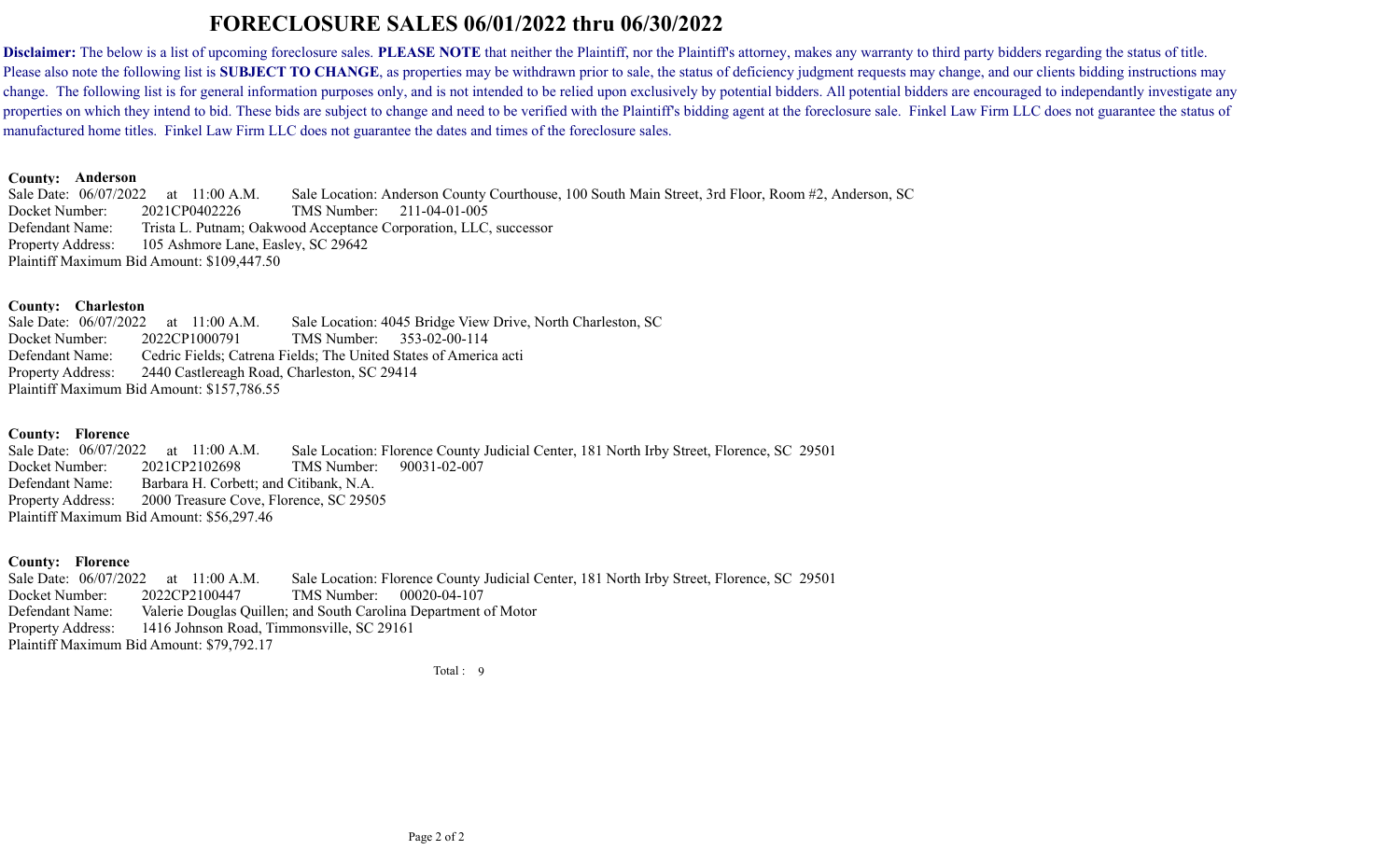# FORECLOSURE SALES 06/01/2022 thru 06/30/2022

**Disclaimer:** The below is a list of upcoming foreclosure sales. **PLEASE NOTE** that neither the Plaintiff, nor the Plaintiff's attorney, makes any warranty to third party bidders regarding the status of title. Please also note the following list is **SUBJECT TO CHANGE**, as properties may be withdrawn prior to sale, the status of deficiency judgment requests may change, and our clients bidding instructions may change. The following list is for general information purposes only, and is not intended to be relied upon exclusively by potential bidders. All potential bidders are encouraged to independantly investigate any properties on which they intend to bid. These bids are subject to change and need to be verified with the Plaintiff's bidding agent at the foreclosure sale. Finkel Law Firm LLC does not guarantee the status of manufactured home titles. Finkel Law Firm LLC does not guarantee the dates and times of the foreclosure sales.

**County: Anderson**
Sale Date: 06/07/2022 at 11:00 A.M. Sale Location: Anderson County Courthouse, 100 South Main Street, 3rd Floor, Room #2, Anderson, SC
Docket Number: 2021CP0402226 TMS Number: 211-04-01-005
Defendant Name: Trista L. Putnam; Oakwood Acceptance Corporation, LLC, successor
Property Address: 105 Ashmore Lane, Easley, SC 29642
Plaintiff Maximum Bid Amount: $109,447.50

**County: Charleston**
Sale Date: 06/07/2022 at 11:00 A.M. Sale Location: 4045 Bridge View Drive, North Charleston, SC
Docket Number: 2022CP1000791 TMS Number: 353-02-00-114
Defendant Name: Cedric Fields; Catrena Fields; The United States of America acti
Property Address: 2440 Castlereagh Road, Charleston, SC 29414
Plaintiff Maximum Bid Amount: $157,786.55

**County: Florence**
Sale Date: 06/07/2022 at 11:00 A.M. Sale Location: Florence County Judicial Center, 181 North Irby Street, Florence, SC 29501
Docket Number: 2021CP2102698 TMS Number: 90031-02-007
Defendant Name: Barbara H. Corbett; and Citibank, N.A.
Property Address: 2000 Treasure Cove, Florence, SC 29505
Plaintiff Maximum Bid Amount: $56,297.46

**County: Florence**
Sale Date: 06/07/2022 at 11:00 A.M. Sale Location: Florence County Judicial Center, 181 North Irby Street, Florence, SC 29501
Docket Number: 2022CP2100447 TMS Number: 00020-04-107
Defendant Name: Valerie Douglas Quillen; and South Carolina Department of Motor
Property Address: 1416 Johnson Road, Timmonsville, SC 29161
Plaintiff Maximum Bid Amount: $79,792.17

Total : 9